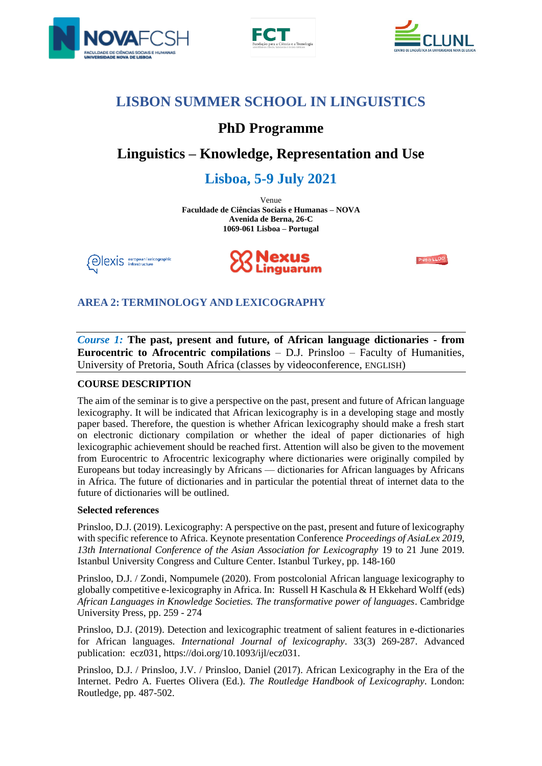# LISBON SUMMER SCHOOL IN LINGUISTICS

## PhD Programme

## Linguistics – Knowledge, Representation and Use

## Lisboa, 5-9 July 2021

Venue
**Faculdade de Ciências Sociais e Humanas – NOVA**
**Avenida de Berna, 26-C**
**1069-061 Lisboa – Portugal**

### AREA 2: TERMINOLOGY AND LEXICOGRAPHY

*Course 1:* **The past, present and future, of African language dictionaries - from Eurocentric to Afrocentric compilations** – D.J. Prinsloo – Faculty of Humanities, University of Pretoria, South Africa (classes by videoconference, ENGLISH)

**COURSE DESCRIPTION**

The aim of the seminar is to give a perspective on the past, present and future of African language lexicography. It will be indicated that African lexicography is in a developing stage and mostly paper based. Therefore, the question is whether African lexicography should make a fresh start on electronic dictionary compilation or whether the ideal of paper dictionaries of high lexicographic achievement should be reached first. Attention will also be given to the movement from Eurocentric to Afrocentric lexicography where dictionaries were originally compiled by Europeans but today increasingly by Africans — dictionaries for African languages by Africans in Africa. The future of dictionaries and in particular the potential threat of internet data to the future of dictionaries will be outlined.

**Selected references**

Prinsloo, D.J. (2019). Lexicography: A perspective on the past, present and future of lexicography with specific reference to Africa. Keynote presentation Conference *Proceedings of AsiaLex 2019, 13th International Conference of the Asian Association for Lexicography* 19 to 21 June 2019. Istanbul University Congress and Culture Center. Istanbul Turkey, pp. 148-160

Prinsloo, D.J. / Zondi, Nompumele (2020). From postcolonial African language lexicography to globally competitive e-lexicography in Africa. In: Russell H Kaschula & H Ekkehard Wolff (eds) *African Languages in Knowledge Societies. The transformative power of languages*. Cambridge University Press, pp. 259 - 274

Prinsloo, D.J. (2019). Detection and lexicographic treatment of salient features in e-dictionaries for African languages. *International Journal of lexicography*. 33(3) 269-287. Advanced publication: ecz031, https://doi.org/10.1093/ijl/ecz031.

Prinsloo, D.J. / Prinsloo, J.V. / Prinsloo, Daniel (2017). African Lexicography in the Era of the Internet. Pedro A. Fuertes Olivera (Ed.). *The Routledge Handbook of Lexicography*. London: Routledge, pp. 487-502.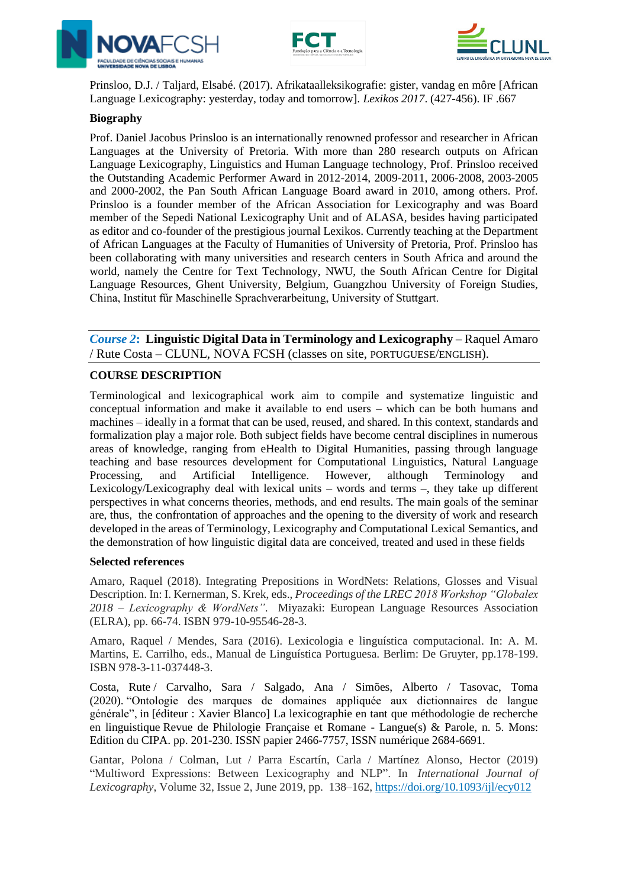Prinsloo, D.J. / Taljard, Elsabé. (2017). Afrikataalleksikografie: gister, vandag en môre [African Language Lexicography: yesterday, today and tomorrow]. *Lexikos 2017*. (427-456). IF .667

**Biography**

Prof. Daniel Jacobus Prinsloo is an internationally renowned professor and researcher in African Languages at the University of Pretoria. With more than 280 research outputs on African Language Lexicography, Linguistics and Human Language technology, Prof. Prinsloo received the Outstanding Academic Performer Award in 2012-2014, 2009-2011, 2006-2008, 2003-2005 and 2000-2002, the Pan South African Language Board award in 2010, among others. Prof. Prinsloo is a founder member of the African Association for Lexicography and was Board member of the Sepedi National Lexicography Unit and of ALASA, besides having participated as editor and co-founder of the prestigious journal Lexikos. Currently teaching at the Department of African Languages at the Faculty of Humanities of University of Pretoria, Prof. Prinsloo has been collaborating with many universities and research centers in South Africa and around the world, namely the Centre for Text Technology, NWU, the South African Centre for Digital Language Resources, Ghent University, Belgium, Guangzhou University of Foreign Studies, China, Institut fűr Maschinelle Sprachverarbeitung, University of Stuttgart.

---

***Course 2*: Linguistic Digital Data in Terminology and Lexicography** – Raquel Amaro / Rute Costa – CLUNL, NOVA FCSH (classes on site, PORTUGUESE/ENGLISH).

---

**COURSE DESCRIPTION**

Terminological and lexicographical work aim to compile and systematize linguistic and conceptual information and make it available to end users – which can be both humans and machines – ideally in a format that can be used, reused, and shared. In this context, standards and formalization play a major role. Both subject fields have become central disciplines in numerous areas of knowledge, ranging from eHealth to Digital Humanities, passing through language teaching and base resources development for Computational Linguistics, Natural Language Processing, and Artificial Intelligence. However, although Terminology and Lexicology/Lexicography deal with lexical units – words and terms –, they take up different perspectives in what concerns theories, methods, and end results. The main goals of the seminar are, thus, the confrontation of approaches and the opening to the diversity of work and research developed in the areas of Terminology, Lexicography and Computational Lexical Semantics, and the demonstration of how linguistic digital data are conceived, treated and used in these fields

**Selected references**

Amaro, Raquel (2018). Integrating Prepositions in WordNets: Relations, Glosses and Visual Description. In: I. Kernerman, S. Krek, eds., *Proceedings of the LREC 2018 Workshop "Globalex 2018 – Lexicography & WordNets"*. Miyazaki: European Language Resources Association (ELRA), pp. 66-74. ISBN 979-10-95546-28-3.

Amaro, Raquel / Mendes, Sara (2016). Lexicologia e linguística computacional. In: A. M. Martins, E. Carrilho, eds., Manual de Linguística Portuguesa. Berlim: De Gruyter, pp.178-199. ISBN 978-3-11-037448-3.

Costa, Rute / Carvalho, Sara / Salgado, Ana / Simões, Alberto / Tasovac, Toma (2020). "Ontologie des marques de domaines appliquée aux dictionnaires de langue générale", in [éditeur : Xavier Blanco] La lexicographie en tant que méthodologie de recherche en linguistique Revue de Philologie Française et Romane - Langue(s) & Parole, n. 5. Mons: Edition du CIPA. pp. 201-230. ISSN papier 2466-7757, ISSN numérique 2684-6691.

Gantar, Polona / Colman, Lut / Parra Escartín, Carla / Martínez Alonso, Hector (2019) "Multiword Expressions: Between Lexicography and NLP". In *International Journal of Lexicography*, Volume 32, Issue 2, June 2019, pp. 138–162, https://doi.org/10.1093/ijl/ecy012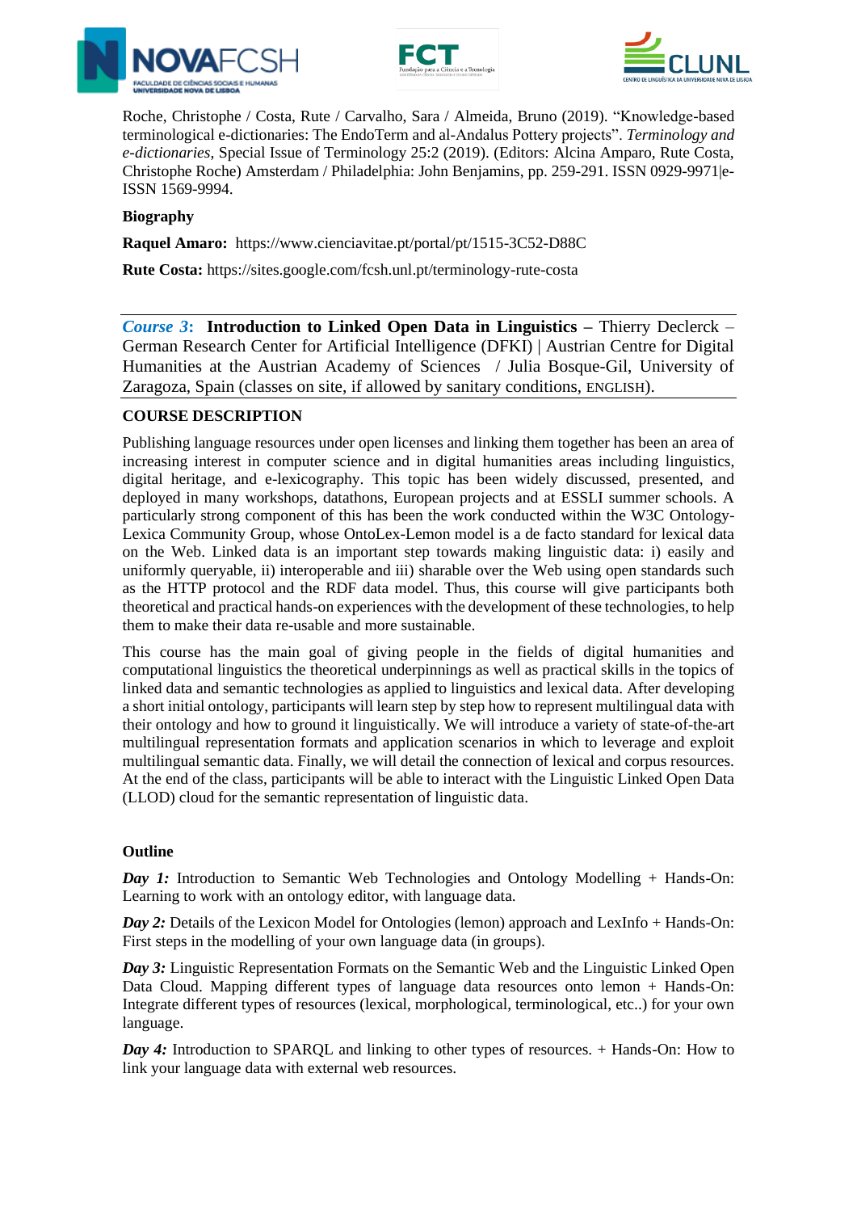Roche, Christophe / Costa, Rute / Carvalho, Sara / Almeida, Bruno (2019). "Knowledge-based terminological e-dictionaries: The EndoTerm and al-Andalus Pottery projects". *Terminology and e-dictionaries*, Special Issue of Terminology 25:2 (2019). (Editors: Alcina Amparo, Rute Costa, Christophe Roche) Amsterdam / Philadelphia: John Benjamins, pp. 259-291. ISSN 0929-9971|e-ISSN 1569-9994.

**Biography**

**Raquel Amaro:** https://www.cienciavitae.pt/portal/pt/1515-3C52-D88C

**Rute Costa:** https://sites.google.com/fcsh.unl.pt/terminology-rute-costa

---

***Course 3*: Introduction to Linked Open Data in Linguistics** – Thierry Declerck – German Research Center for Artificial Intelligence (DFKI) | Austrian Centre for Digital Humanities at the Austrian Academy of Sciences / Julia Bosque-Gil, University of Zaragoza, Spain (classes on site, if allowed by sanitary conditions, ENGLISH).

---

**COURSE DESCRIPTION**

Publishing language resources under open licenses and linking them together has been an area of increasing interest in computer science and in digital humanities areas including linguistics, digital heritage, and e-lexicography. This topic has been widely discussed, presented, and deployed in many workshops, datathons, European projects and at ESSLI summer schools. A particularly strong component of this has been the work conducted within the W3C Ontology-Lexica Community Group, whose OntoLex-Lemon model is a de facto standard for lexical data on the Web. Linked data is an important step towards making linguistic data: i) easily and uniformly queryable, ii) interoperable and iii) sharable over the Web using open standards such as the HTTP protocol and the RDF data model. Thus, this course will give participants both theoretical and practical hands-on experiences with the development of these technologies, to help them to make their data re-usable and more sustainable.

This course has the main goal of giving people in the fields of digital humanities and computational linguistics the theoretical underpinnings as well as practical skills in the topics of linked data and semantic technologies as applied to linguistics and lexical data. After developing a short initial ontology, participants will learn step by step how to represent multilingual data with their ontology and how to ground it linguistically. We will introduce a variety of state-of-the-art multilingual representation formats and application scenarios in which to leverage and exploit multilingual semantic data. Finally, we will detail the connection of lexical and corpus resources. At the end of the class, participants will be able to interact with the Linguistic Linked Open Data (LLOD) cloud for the semantic representation of linguistic data.

**Outline**

***Day 1:*** Introduction to Semantic Web Technologies and Ontology Modelling + Hands-On: Learning to work with an ontology editor, with language data.

***Day 2:*** Details of the Lexicon Model for Ontologies (lemon) approach and LexInfo + Hands-On: First steps in the modelling of your own language data (in groups).

***Day 3:*** Linguistic Representation Formats on the Semantic Web and the Linguistic Linked Open Data Cloud. Mapping different types of language data resources onto lemon + Hands-On: Integrate different types of resources (lexical, morphological, terminological, etc..) for your own language.

***Day 4:*** Introduction to SPARQL and linking to other types of resources. + Hands-On: How to link your language data with external web resources.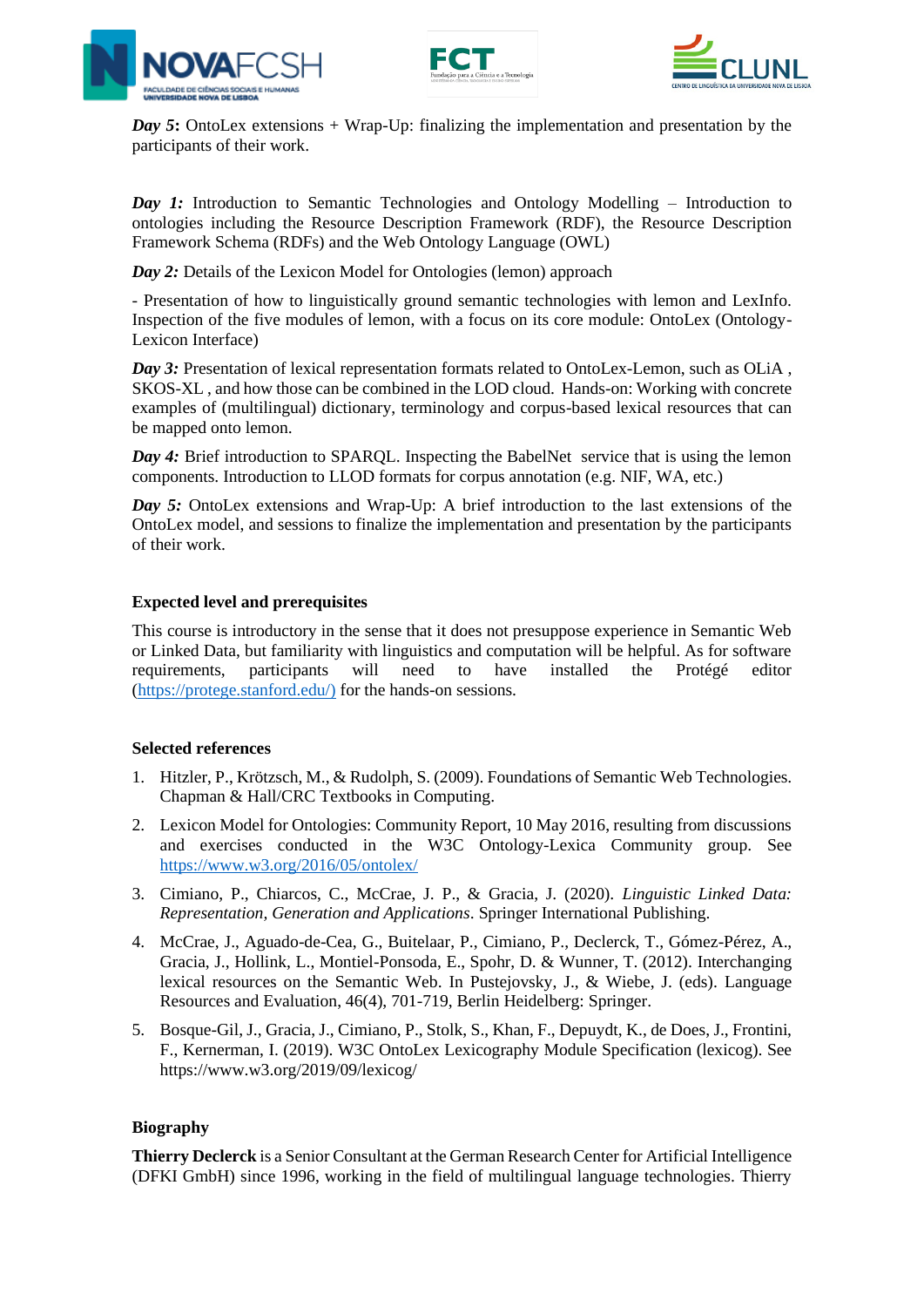***Day 5*****:** OntoLex extensions + Wrap-Up: finalizing the implementation and presentation by the participants of their work.

***Day 1:*** Introduction to Semantic Technologies and Ontology Modelling – Introduction to ontologies including the Resource Description Framework (RDF), the Resource Description Framework Schema (RDFs) and the Web Ontology Language (OWL)

***Day 2:*** Details of the Lexicon Model for Ontologies (lemon) approach

- Presentation of how to linguistically ground semantic technologies with lemon and LexInfo. Inspection of the five modules of lemon, with a focus on its core module: OntoLex (Ontology-Lexicon Interface)

***Day 3:*** Presentation of lexical representation formats related to OntoLex-Lemon, such as OLiA , SKOS-XL , and how those can be combined in the LOD cloud. Hands-on: Working with concrete examples of (multilingual) dictionary, terminology and corpus-based lexical resources that can be mapped onto lemon.

***Day 4:*** Brief introduction to SPARQL. Inspecting the BabelNet service that is using the lemon components. Introduction to LLOD formats for corpus annotation (e.g. NIF, WA, etc.)

***Day 5:*** OntoLex extensions and Wrap-Up: A brief introduction to the last extensions of the OntoLex model, and sessions to finalize the implementation and presentation by the participants of their work.

**Expected level and prerequisites**

This course is introductory in the sense that it does not presuppose experience in Semantic Web or Linked Data, but familiarity with linguistics and computation will be helpful. As for software requirements, participants will need to have installed the Protégé editor (https://protege.stanford.edu/) for the hands-on sessions.

**Selected references**

1. Hitzler, P., Krötzsch, M., & Rudolph, S. (2009). Foundations of Semantic Web Technologies. Chapman & Hall/CRC Textbooks in Computing.
2. Lexicon Model for Ontologies: Community Report, 10 May 2016, resulting from discussions and exercises conducted in the W3C Ontology-Lexica Community group. See https://www.w3.org/2016/05/ontolex/
3. Cimiano, P., Chiarcos, C., McCrae, J. P., & Gracia, J. (2020). *Linguistic Linked Data: Representation, Generation and Applications*. Springer International Publishing.
4. McCrae, J., Aguado-de-Cea, G., Buitelaar, P., Cimiano, P., Declerck, T., Gómez-Pérez, A., Gracia, J., Hollink, L., Montiel-Ponsoda, E., Spohr, D. & Wunner, T. (2012). Interchanging lexical resources on the Semantic Web. In Pustejovsky, J., & Wiebe, J. (eds). Language Resources and Evaluation, 46(4), 701-719, Berlin Heidelberg: Springer.
5. Bosque-Gil, J., Gracia, J., Cimiano, P., Stolk, S., Khan, F., Depuydt, K., de Does, J., Frontini, F., Kernerman, I. (2019). W3C OntoLex Lexicography Module Specification (lexicog). See https://www.w3.org/2019/09/lexicog/

**Biography**

**Thierry Declerck** is a Senior Consultant at the German Research Center for Artificial Intelligence (DFKI GmbH) since 1996, working in the field of multilingual language technologies. Thierry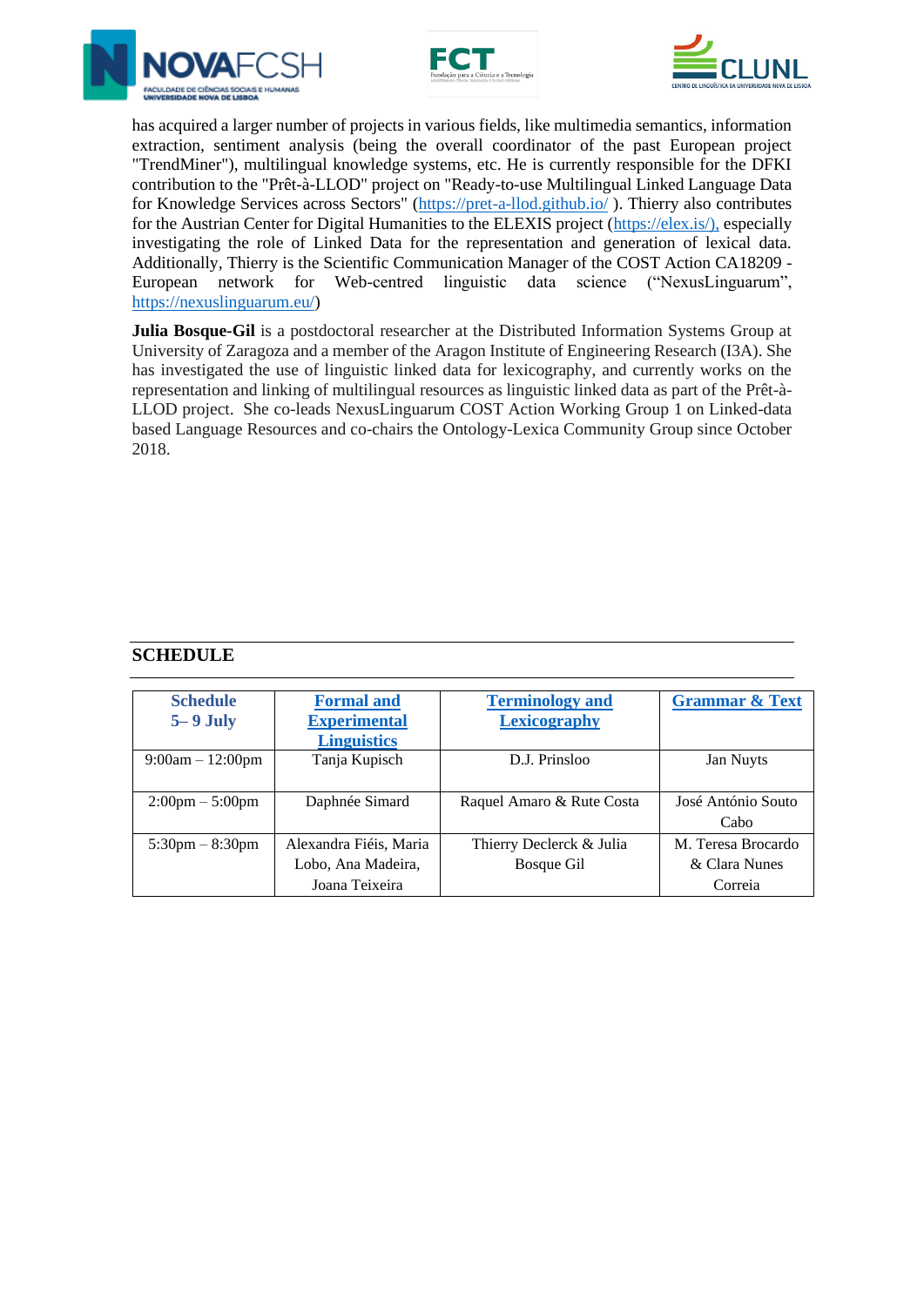has acquired a larger number of projects in various fields, like multimedia semantics, information extraction, sentiment analysis (being the overall coordinator of the past European project "TrendMiner"), multilingual knowledge systems, etc. He is currently responsible for the DFKI contribution to the "Prêt-à-LLOD" project on "Ready-to-use Multilingual Linked Language Data for Knowledge Services across Sectors" (https://pret-a-llod.github.io/ ). Thierry also contributes for the Austrian Center for Digital Humanities to the ELEXIS project (https://elex.is/), especially investigating the role of Linked Data for the representation and generation of lexical data. Additionally, Thierry is the Scientific Communication Manager of the COST Action CA18209 - European network for Web-centred linguistic data science ("NexusLinguarum", https://nexuslinguarum.eu/)

**Julia Bosque-Gil** is a postdoctoral researcher at the Distributed Information Systems Group at University of Zaragoza and a member of the Aragon Institute of Engineering Research (I3A). She has investigated the use of linguistic linked data for lexicography, and currently works on the representation and linking of multilingual resources as linguistic linked data as part of the Prêt-à-LLOD project. She co-leads NexusLinguarum COST Action Working Group 1 on Linked-data based Language Resources and co-chairs the Ontology-Lexica Community Group since October 2018.

## SCHEDULE

| Schedule 5– 9 July | Formal and Experimental Linguistics | Terminology and Lexicography | Grammar & Text |
|---|---|---|---|
| 9:00am – 12:00pm | Tanja Kupisch | D.J. Prinsloo | Jan Nuyts |
| 2:00pm – 5:00pm | Daphnée Simard | Raquel Amaro & Rute Costa | José António Souto Cabo |
| 5:30pm – 8:30pm | Alexandra Fiéis, Maria Lobo, Ana Madeira, Joana Teixeira | Thierry Declerck & Julia Bosque Gil | M. Teresa Brocardo & Clara Nunes Correia |